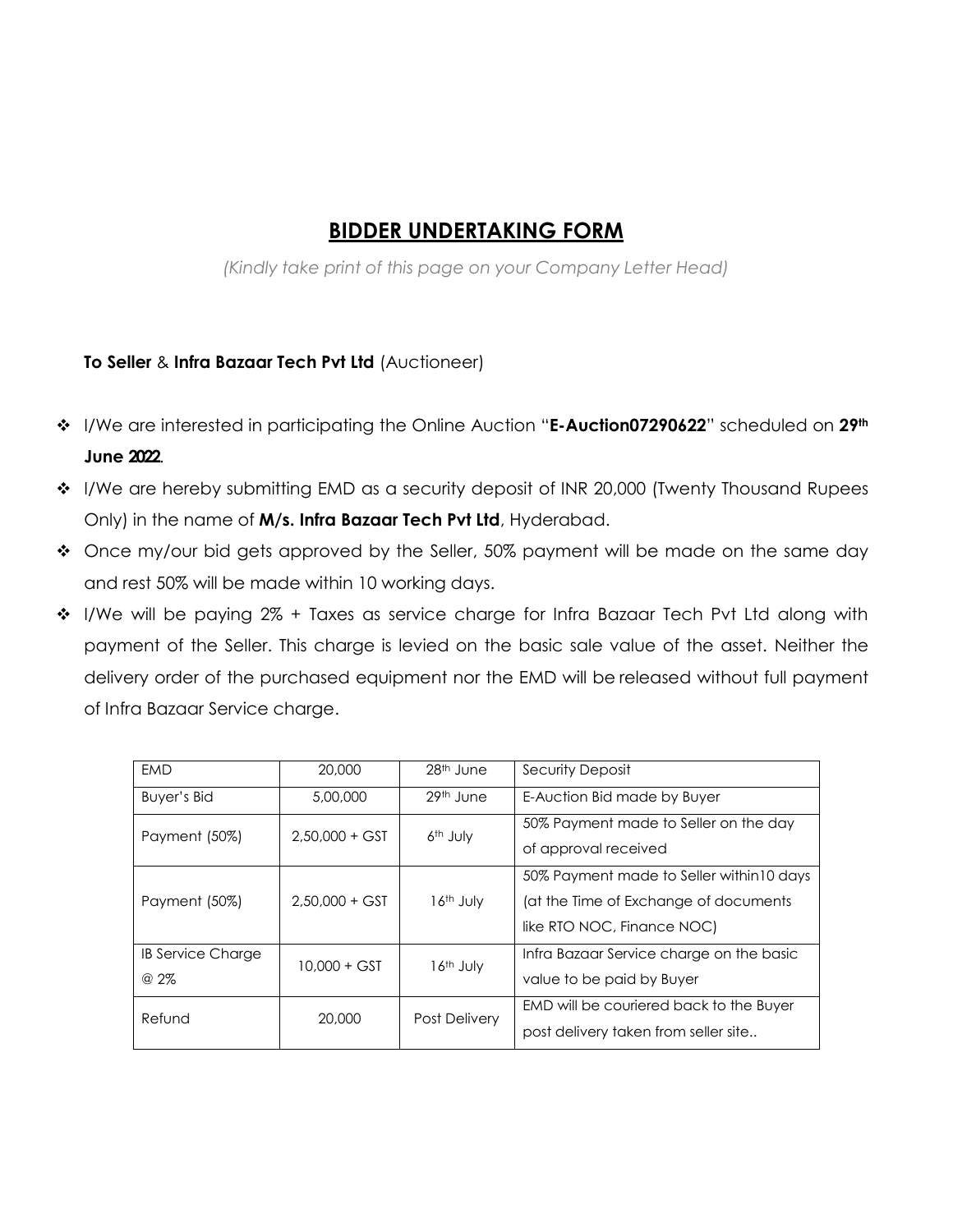# BIDDER UNDERTAKING FORM

*(Kindly take print of this page on your Company Letter Head)*

**To Seller** & **Infra Bazaar Tech Pvt Ltd** (Auctioneer)

- I/We are interested in participating the Online Auction "**E-Auction07290622**" scheduled on **29th June 2022**.
- I/We are hereby submitting EMD as a security deposit of INR 20,000 (Twenty Thousand Rupees Only) in the name of **M/s. Infra Bazaar Tech Pvt Ltd**, Hyderabad.
- Once my/our bid gets approved by the Seller, 50% payment will be made on the same day and rest 50% will be made within 10 working days.
- I/We will be paying 2% + Taxes as service charge for Infra Bazaar Tech Pvt Ltd along with payment of the Seller. This charge is levied on the basic sale value of the asset. Neither the delivery order of the purchased equipment nor the EMD will be released without full payment of Infra Bazaar Service charge.

| EMD | 20,000 | 28th June | Security Deposit |
|---|---|---|---|
| Buyer's Bid | 5,00,000 | 29th June | E-Auction Bid made by Buyer |
| Payment (50%) | 2,50,000 + GST | 6th July | 50% Payment made to Seller on the day of approval received |
| Payment (50%) | 2,50,000 + GST | 16th July | 50% Payment made to Seller within10 days (at the Time of Exchange of documents like RTO NOC, Finance NOC) |
| IB Service Charge @ 2% | 10,000 + GST | 16th July | Infra Bazaar Service charge on the basic value to be paid by Buyer |
| Refund | 20,000 | Post Delivery | EMD will be couriered back to the Buyer post delivery taken from seller site.. |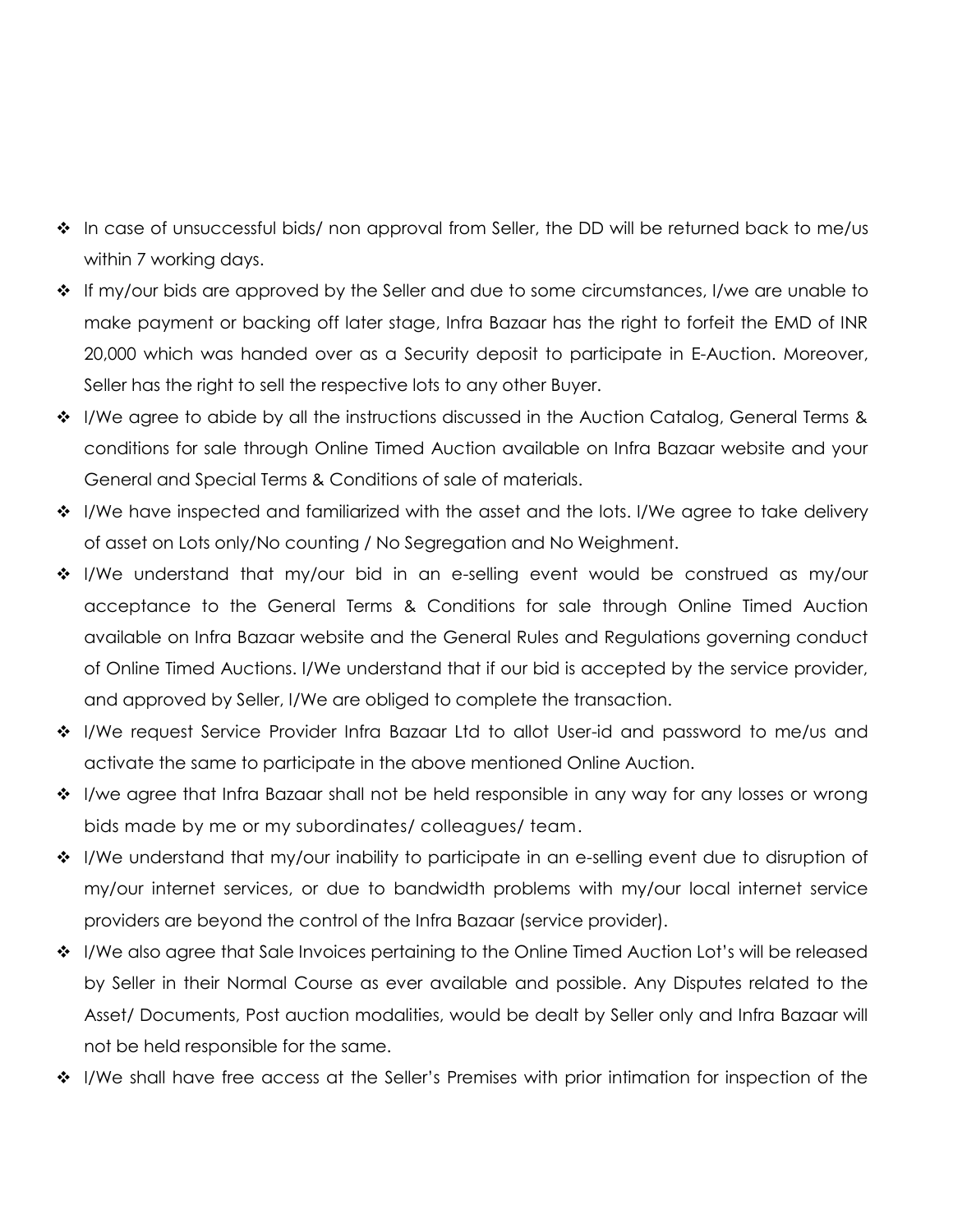- In case of unsuccessful bids/ non approval from Seller, the DD will be returned back to me/us within 7 working days.
- If my/our bids are approved by the Seller and due to some circumstances, I/we are unable to make payment or backing off later stage, Infra Bazaar has the right to forfeit the EMD of INR 20,000 which was handed over as a Security deposit to participate in E-Auction. Moreover, Seller has the right to sell the respective lots to any other Buyer.
- I/We agree to abide by all the instructions discussed in the Auction Catalog, General Terms & conditions for sale through Online Timed Auction available on Infra Bazaar website and your General and Special Terms & Conditions of sale of materials.
- I/We have inspected and familiarized with the asset and the lots. I/We agree to take delivery of asset on Lots only/No counting / No Segregation and No Weighment.
- I/We understand that my/our bid in an e-selling event would be construed as my/our acceptance to the General Terms & Conditions for sale through Online Timed Auction available on Infra Bazaar website and the General Rules and Regulations governing conduct of Online Timed Auctions. I/We understand that if our bid is accepted by the service provider, and approved by Seller, I/We are obliged to complete the transaction.
- I/We request Service Provider Infra Bazaar Ltd to allot User-id and password to me/us and activate the same to participate in the above mentioned Online Auction.
- I/we agree that Infra Bazaar shall not be held responsible in any way for any losses or wrong bids made by me or my subordinates/ colleagues/ team.
- I/We understand that my/our inability to participate in an e-selling event due to disruption of my/our internet services, or due to bandwidth problems with my/our local internet service providers are beyond the control of the Infra Bazaar (service provider).
- I/We also agree that Sale Invoices pertaining to the Online Timed Auction Lot's will be released by Seller in their Normal Course as ever available and possible. Any Disputes related to the Asset/ Documents, Post auction modalities, would be dealt by Seller only and Infra Bazaar will not be held responsible for the same.
- I/We shall have free access at the Seller's Premises with prior intimation for inspection of the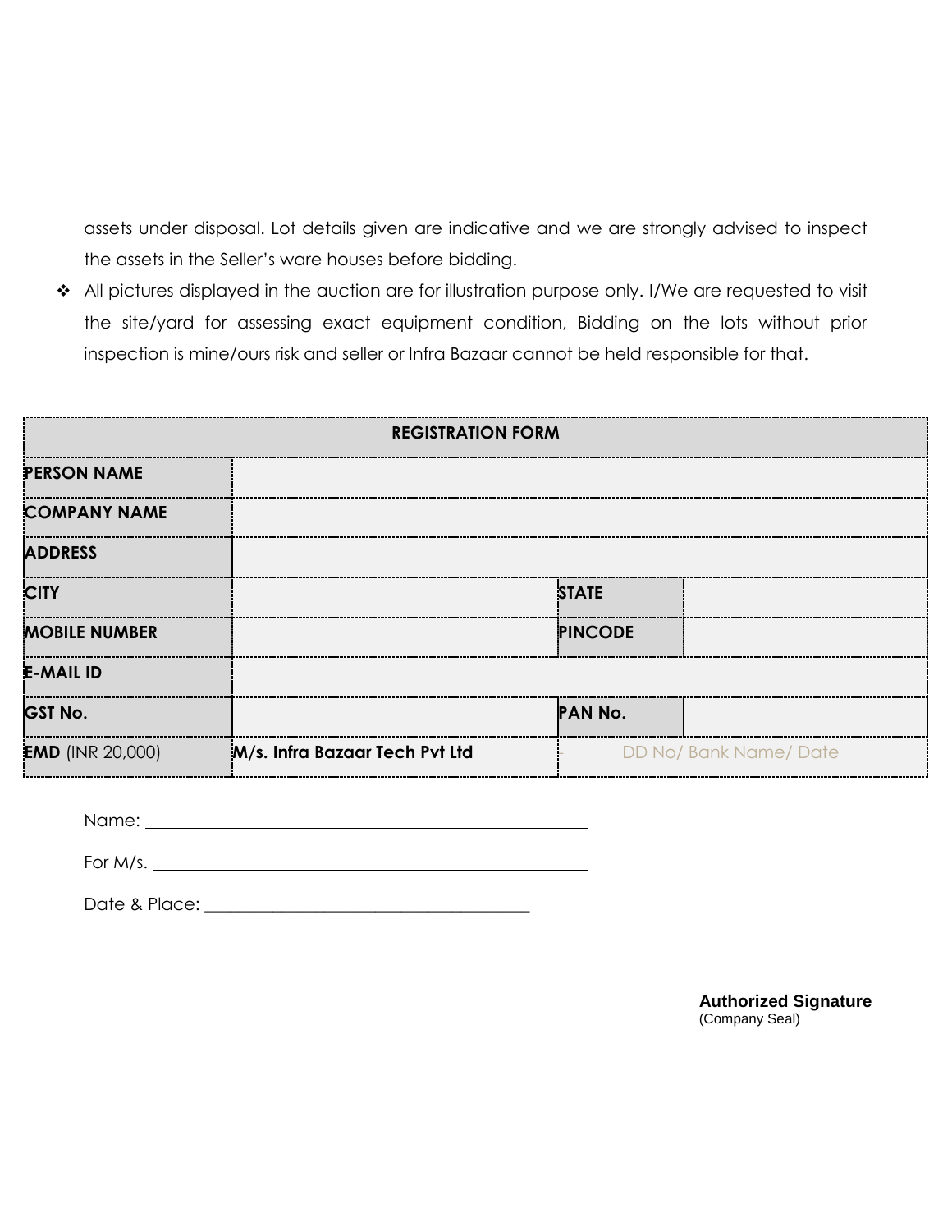assets under disposal. Lot details given are indicative and we are strongly advised to inspect the assets in the Seller's ware houses before bidding.

- All pictures displayed in the auction are for illustration purpose only. I/We are requested to visit the site/yard for assessing exact equipment condition, Bidding on the lots without prior inspection is mine/ours risk and seller or Infra Bazaar cannot be held responsible for that.

| REGISTRATION FORM | | | |
|---|---|---|---|
| **PERSON NAME** | | | |
| **COMPANY NAME** | | | |
| **ADDRESS** | | | |
| **CITY** | | **STATE** | |
| **MOBILE NUMBER** | | **PINCODE** | |
| **E-MAIL ID** | | | |
| **GST No.** | | **PAN No.** | |
| **EMD** (INR 20,000) | **M/s. Infra Bazaar Tech Pvt Ltd** | DD No/ Bank Name/ Date | |

Name: ______________________________

For M/s. ______________________________

Date & Place: ______________________________

**Authorized Signature**
(Company Seal)